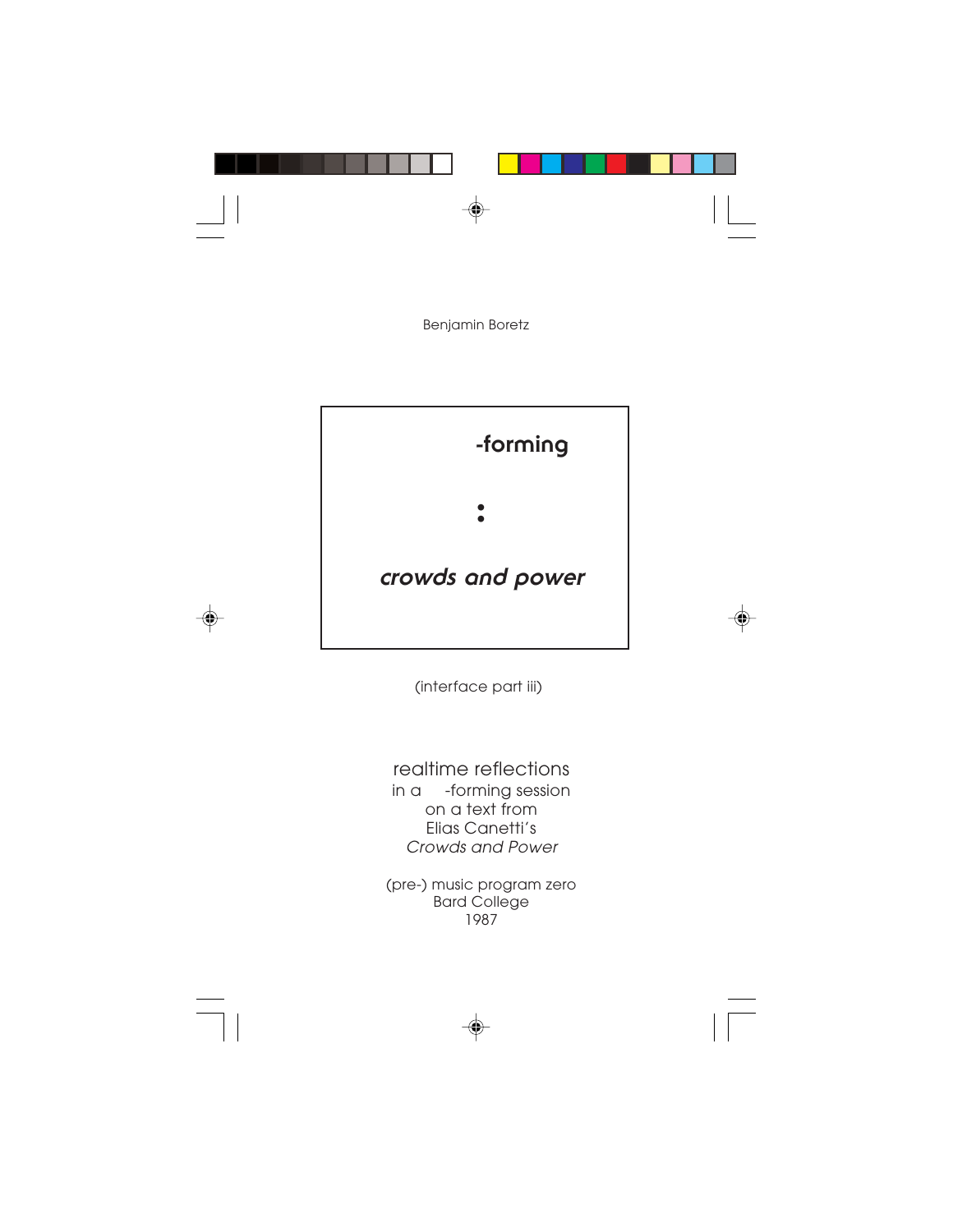Benjamin Boretz

# -forming

**:**

## *crowds and power*

(interface part iii)

realtime reflections
in a -forming session
on a text from
Elias Canetti's
*Crowds and Power*

(pre-) music program zero
Bard College
1987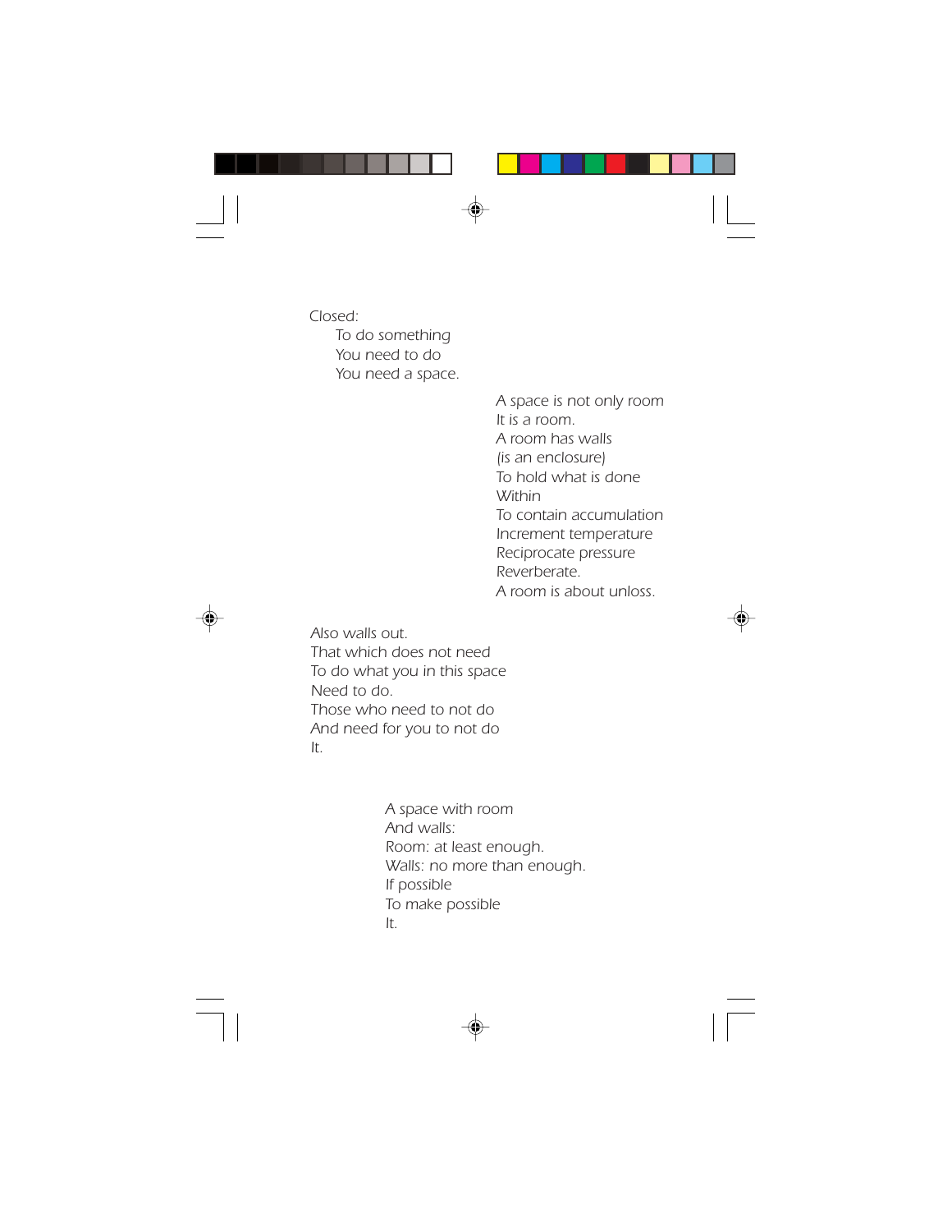*Closed:*

*To do something*
*You need to do*
*You need a space.*

*A space is not only room*
*It is a room.*
*A room has walls*
*(is an enclosure)*
*To hold what is done*
*Within*
*To contain accumulation*
*Increment temperature*
*Reciprocate pressure*
*Reverberate.*
*A room is about unloss.*

*Also walls out.*
*That which does not need*
*To do what you in this space*
*Need to do.*
*Those who need to not do*
*And need for you to not do*
*It.*

*A space with room*
*And walls:*
*Room: at least enough.*
*Walls: no more than enough.*
*If possible*
*To make possible*
*It.*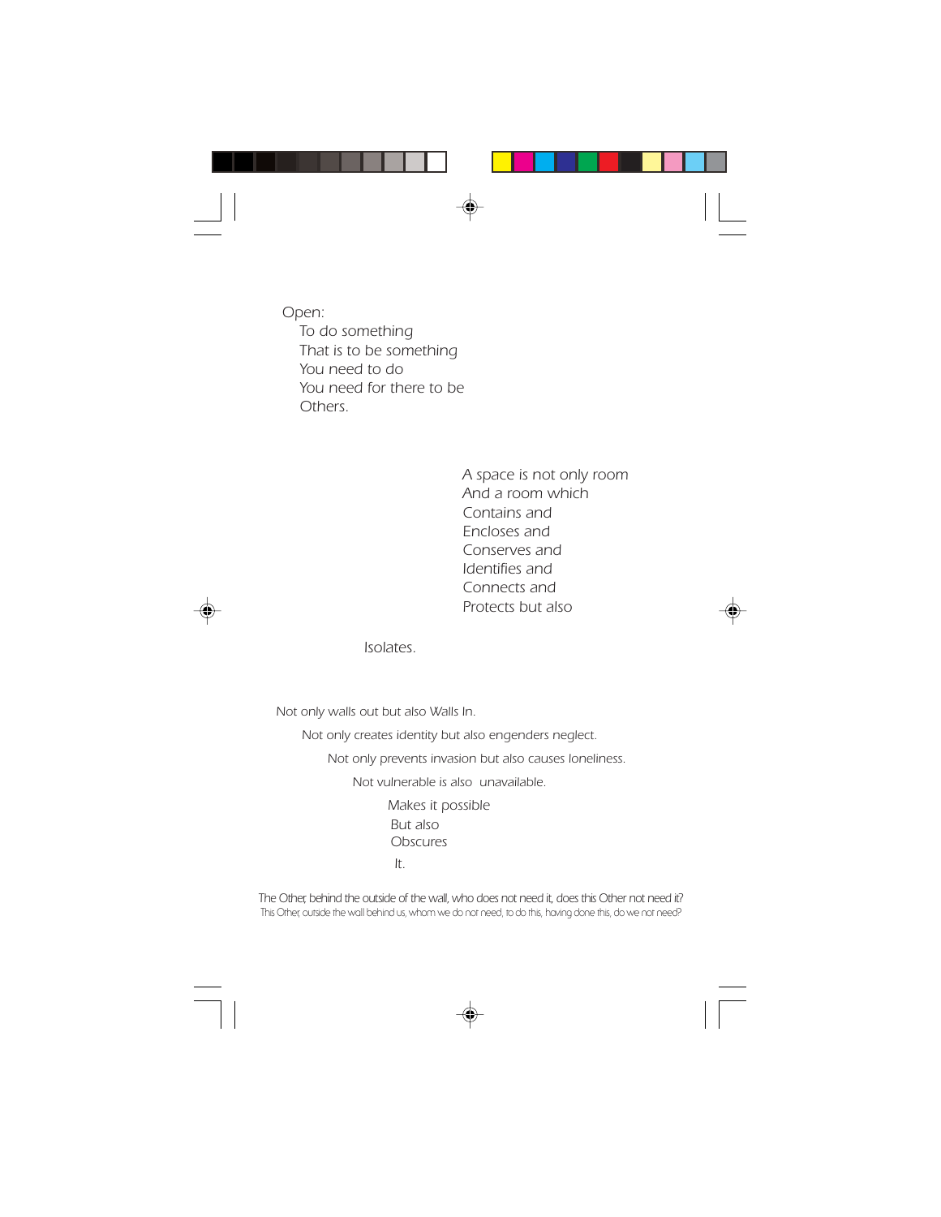Open:
To do something
That is to be something
You need to do
You need for there to be
Others.

A space is not only room
And a room which
Contains and
Encloses and
Conserves and
Identifies and
Connects and
Protects but also

Isolates.

Not only walls out but also Walls In.

Not only creates identity but also engenders neglect.

Not only prevents invasion but also causes loneliness.

Not vulnerable is also unavailable.

Makes it possible
But also
Obscures
It.

The Other, behind the outside of the wall, who does not need it, does this Other not need it?
This Other, outside the wall behind us, whom we do not need, to do this, having done this, do we not need?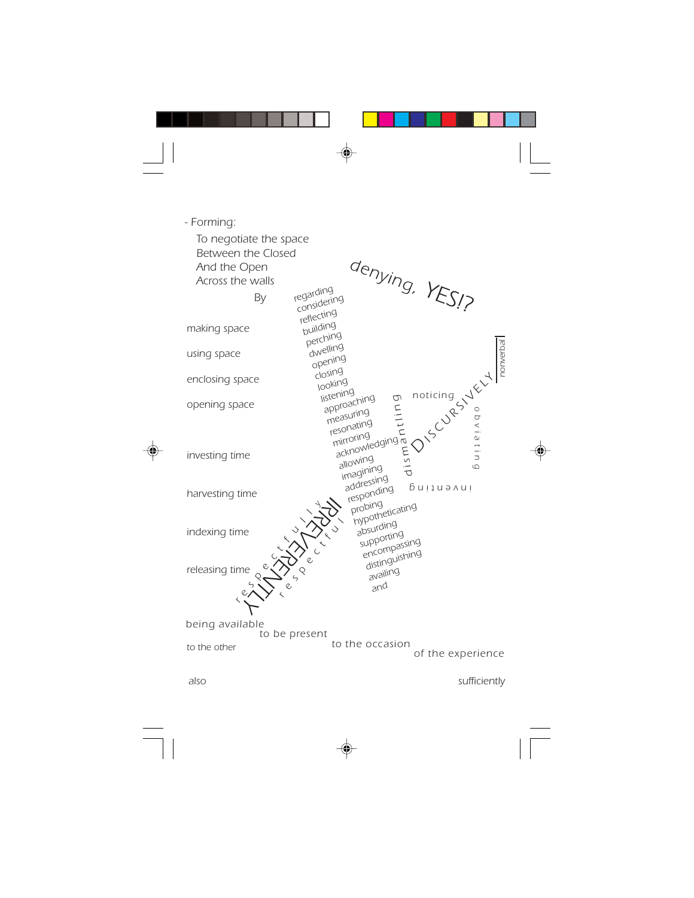*- Forming:*

*To negotiate the space*
*Between the Closed*
*And the Open*
*Across the walls*

*By*

*denying, YES!?*

regarding
considering
reflecting
building
perching
dwelling
opening
closing
looking
listening
approaching
measuring
resonating
mirroring
acknowledging
allowing
imagining
addressing
responding
probing
hypotheticating
absurding
supporting
encompassing
distinguishing
availing
and

making space

using space

enclosing space

opening space

investing time

harvesting time

indexing time

releasing time

nonverbal

noticing

DISCURSIVELY

obviating

dismantling

inventing

respectfully

IRREVERENTLY

respectful

being available

to be present

to the other

to the occasion

of the experience

also

sufficiently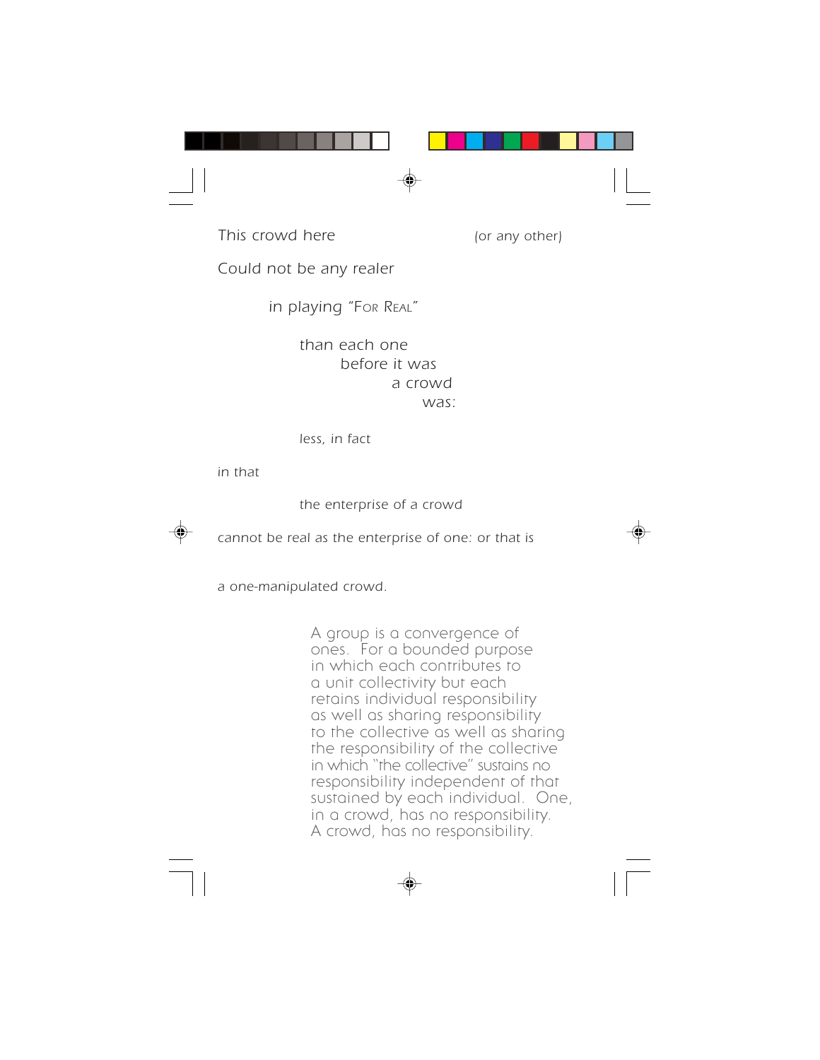*This crowd here* *(or any other)*

*Could not be any realer*

*in playing "For Real"*

*than each one*
*before it was*
*a crowd*
*was:*

*less, in fact*

*in that*

*the enterprise of a crowd*

*cannot be real as the enterprise of one: or that is*

*a one-manipulated crowd.*

A group is a convergence of ones. For a bounded purpose in which each contributes to a unit collectivity but each retains individual responsibility as well as sharing responsibility to the collective as well as sharing the responsibility of the collective in which "the collective" sustains no responsibility independent of that sustained by each individual. One, in a crowd, has no responsibility. A crowd, has no responsibility.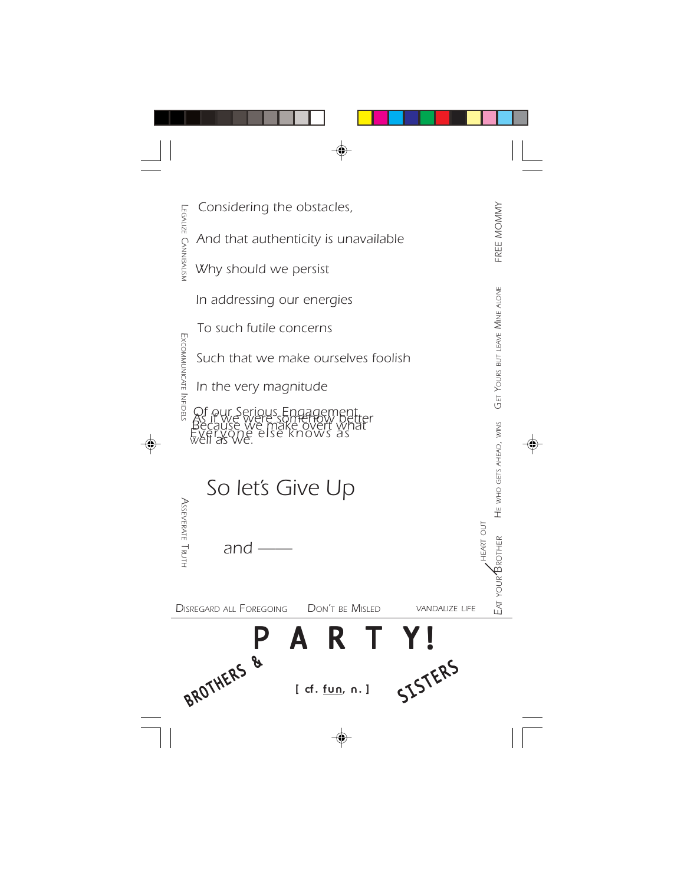Considering the obstacles,

And that authenticity is unavailable

Why should we persist

In addressing our energies

To such futile concerns

Such that we make ourselves foolish

In the very magnitude

Of our Serious Engagement

As if we were somehow better

Because we make overt what

Everyone else knows as

well as we.

So let's Give Up

and ——

LEGALIZE CANNIBALISM

EXCOMMUNICATE INFIDELS

ASSEVERATE TRUTH

FREE MOMMY

GET YOURS BUT LEAVE MINE ALONE

HE WHO GETS AHEAD, WINS

EAT YOUR BROTHER HEART OUT

DISREGARD ALL FOREGOING    DON'T BE MISLED    VANDALIZE LIFE

**P A R T Y!**

**BROTHERS &**    **[ cf. fun, n. ]**    **SISTERS**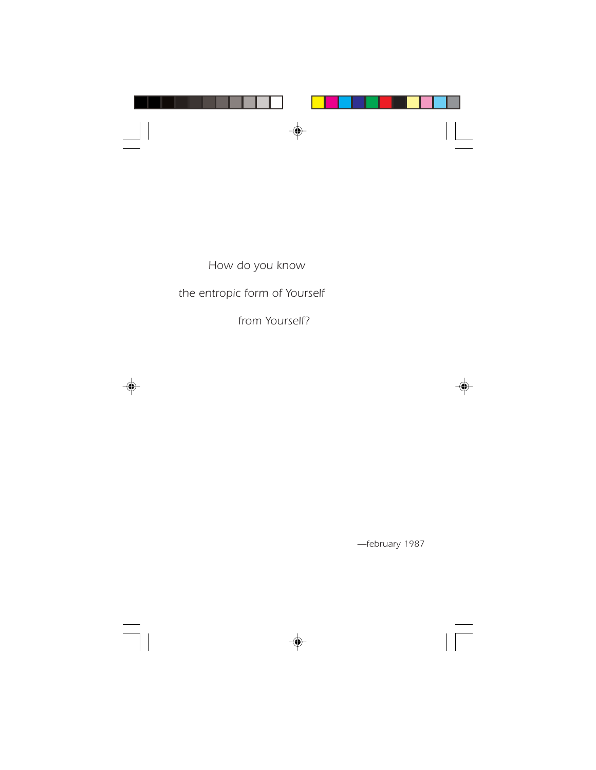*How do you know*

*the entropic form of Yourself*

*from Yourself?*

*—february 1987*